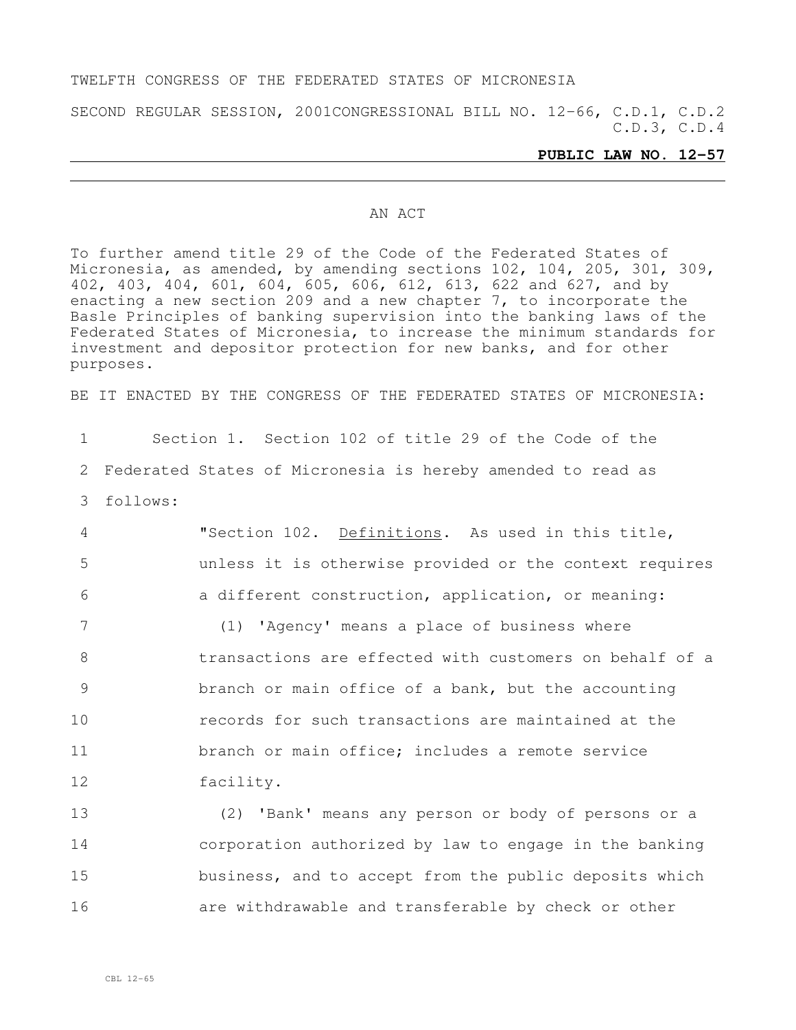TWELFTH CONGRESS OF THE FEDERATED STATES OF MICRONESIA

SECOND REGULAR SESSION, 2001 CONGRESSIONAL BILL NO. 12-66, C.D.1, C.D.2 C.D.3, C.D.4

**PUBLIC LAW NO. 12-57**

---

AN ACT

To further amend title 29 of the Code of the Federated States of Micronesia, as amended, by amending sections 102, 104, 205, 301, 309, 402, 403, 404, 601, 604, 605, 606, 612, 613, 622 and 627, and by enacting a new section 209 and a new chapter 7, to incorporate the Basle Principles of banking supervision into the banking laws of the Federated States of Micronesia, to increase the minimum standards for investment and depositor protection for new banks, and for other purposes.

BE IT ENACTED BY THE CONGRESS OF THE FEDERATED STATES OF MICRONESIA:

1 Section 1. Section 102 of title 29 of the Code of the
2 Federated States of Micronesia is hereby amended to read as
3 follows:

4 "Section 102. Definitions. As used in this title,
5 unless it is otherwise provided or the context requires
6 a different construction, application, or meaning:

7 (1) 'Agency' means a place of business where
8 transactions are effected with customers on behalf of a
9 branch or main office of a bank, but the accounting
10 records for such transactions are maintained at the
11 branch or main office; includes a remote service
12 facility.

13 (2) 'Bank' means any person or body of persons or a
14 corporation authorized by law to engage in the banking
15 business, and to accept from the public deposits which
16 are withdrawable and transferable by check or other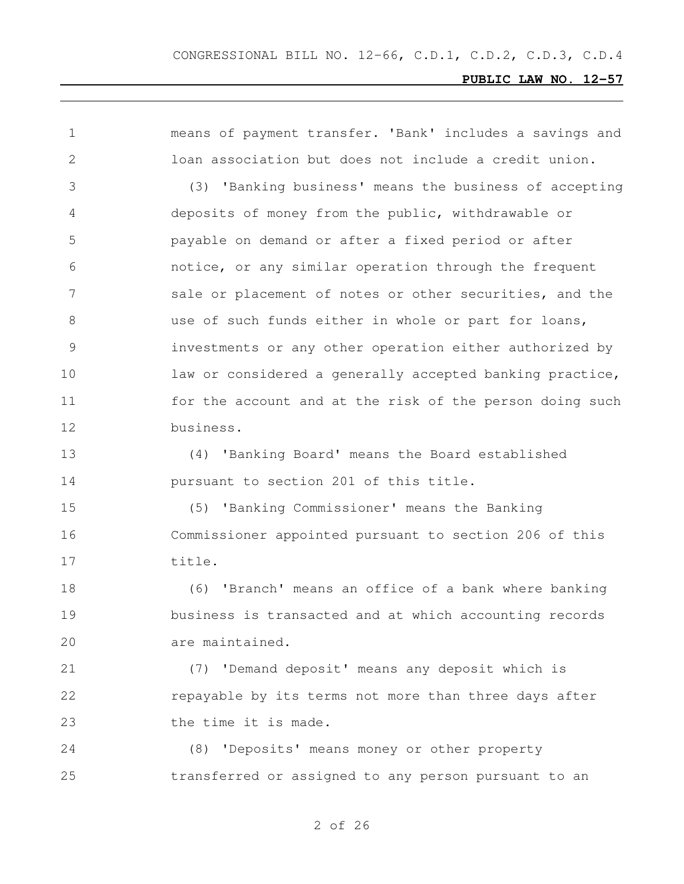means of payment transfer. 'Bank' includes a savings and loan association but does not include a credit union.

(3) 'Banking business' means the business of accepting deposits of money from the public, withdrawable or payable on demand or after a fixed period or after notice, or any similar operation through the frequent sale or placement of notes or other securities, and the use of such funds either in whole or part for loans, investments or any other operation either authorized by law or considered a generally accepted banking practice, for the account and at the risk of the person doing such business.

(4) 'Banking Board' means the Board established pursuant to section 201 of this title.

(5) 'Banking Commissioner' means the Banking Commissioner appointed pursuant to section 206 of this title.

(6) 'Branch' means an office of a bank where banking business is transacted and at which accounting records are maintained.

(7) 'Demand deposit' means any deposit which is repayable by its terms not more than three days after the time it is made.

(8) 'Deposits' means money or other property transferred or assigned to any person pursuant to an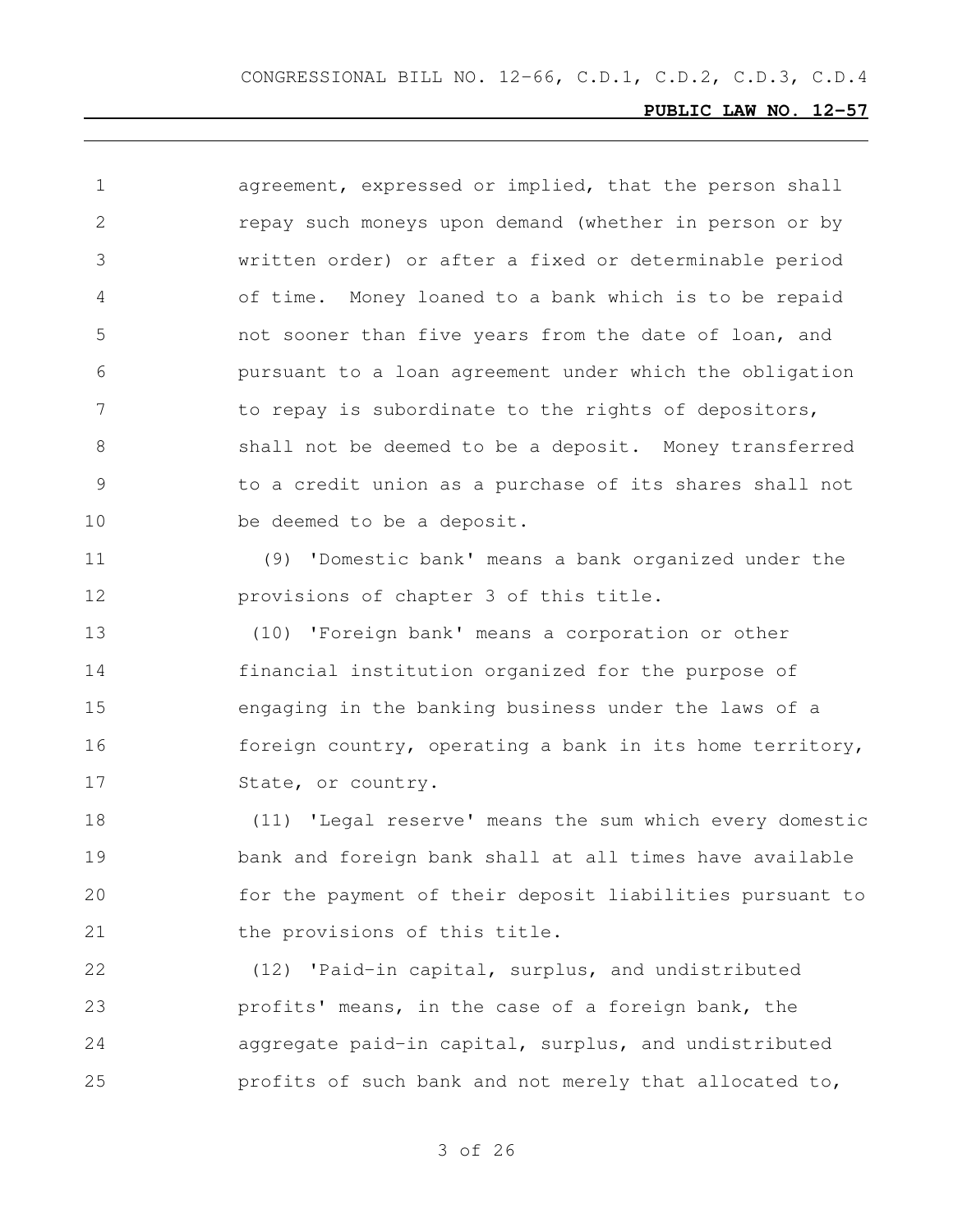agreement, expressed or implied, that the person shall repay such moneys upon demand (whether in person or by written order) or after a fixed or determinable period of time. Money loaned to a bank which is to be repaid not sooner than five years from the date of loan, and pursuant to a loan agreement under which the obligation to repay is subordinate to the rights of depositors, shall not be deemed to be a deposit. Money transferred to a credit union as a purchase of its shares shall not be deemed to be a deposit.

(9) 'Domestic bank' means a bank organized under the provisions of chapter 3 of this title.

(10) 'Foreign bank' means a corporation or other financial institution organized for the purpose of engaging in the banking business under the laws of a foreign country, operating a bank in its home territory, State, or country.

(11) 'Legal reserve' means the sum which every domestic bank and foreign bank shall at all times have available for the payment of their deposit liabilities pursuant to the provisions of this title.

(12) 'Paid-in capital, surplus, and undistributed profits' means, in the case of a foreign bank, the aggregate paid-in capital, surplus, and undistributed profits of such bank and not merely that allocated to,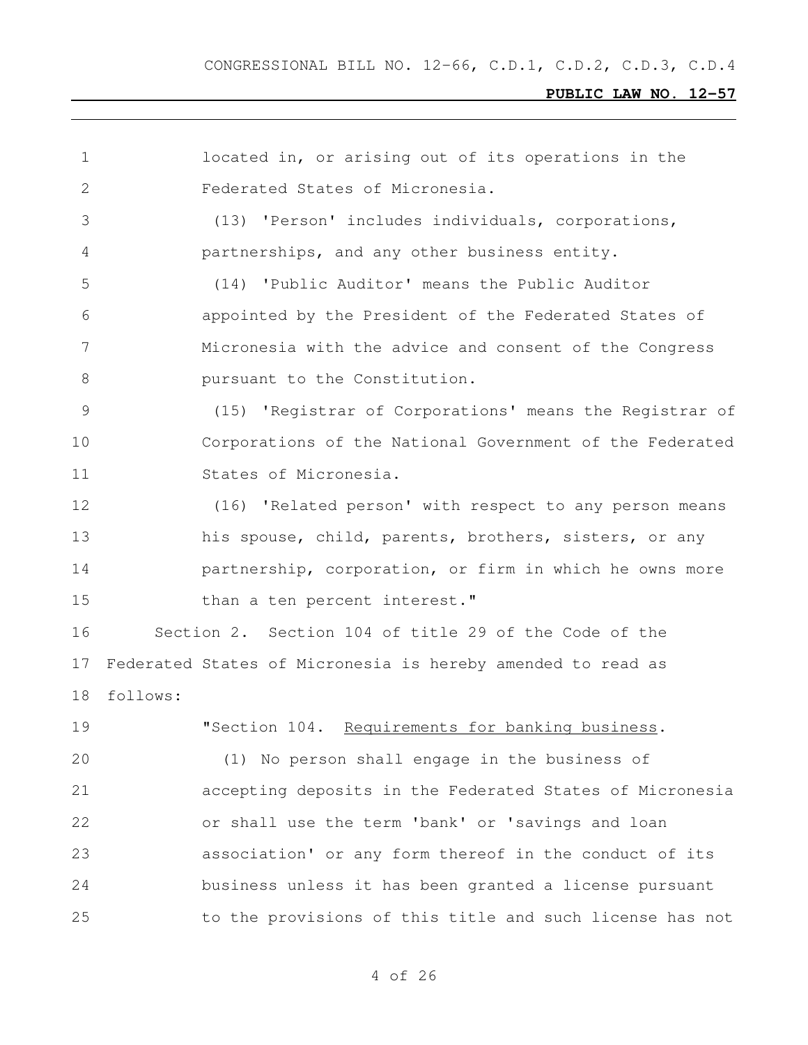located in, or arising out of its operations in the Federated States of Micronesia.

(13) 'Person' includes individuals, corporations, partnerships, and any other business entity.

(14) 'Public Auditor' means the Public Auditor appointed by the President of the Federated States of Micronesia with the advice and consent of the Congress pursuant to the Constitution.

(15) 'Registrar of Corporations' means the Registrar of Corporations of the National Government of the Federated States of Micronesia.

(16) 'Related person' with respect to any person means his spouse, child, parents, brothers, sisters, or any partnership, corporation, or firm in which he owns more than a ten percent interest."

Section 2. Section 104 of title 29 of the Code of the Federated States of Micronesia is hereby amended to read as follows:

"Section 104. Requirements for banking business.

(1) No person shall engage in the business of accepting deposits in the Federated States of Micronesia or shall use the term 'bank' or 'savings and loan association' or any form thereof in the conduct of its business unless it has been granted a license pursuant to the provisions of this title and such license has not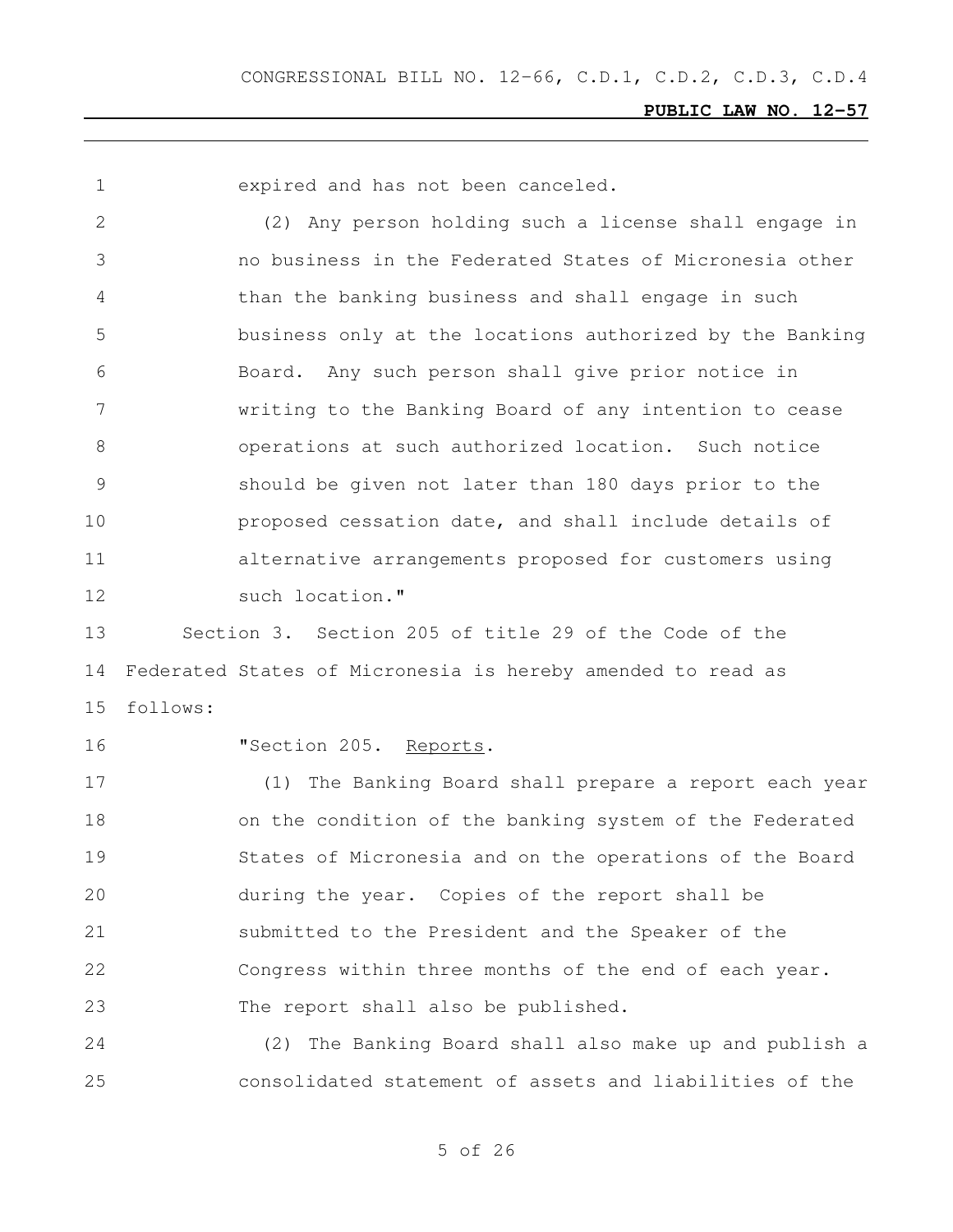expired and has not been canceled.

(2) Any person holding such a license shall engage in no business in the Federated States of Micronesia other than the banking business and shall engage in such business only at the locations authorized by the Banking Board. Any such person shall give prior notice in writing to the Banking Board of any intention to cease operations at such authorized location. Such notice should be given not later than 180 days prior to the proposed cessation date, and shall include details of alternative arrangements proposed for customers using such location."

Section 3. Section 205 of title 29 of the Code of the Federated States of Micronesia is hereby amended to read as follows:

"Section 205. Reports.

(1) The Banking Board shall prepare a report each year on the condition of the banking system of the Federated States of Micronesia and on the operations of the Board during the year. Copies of the report shall be submitted to the President and the Speaker of the Congress within three months of the end of each year. The report shall also be published.

(2) The Banking Board shall also make up and publish a consolidated statement of assets and liabilities of the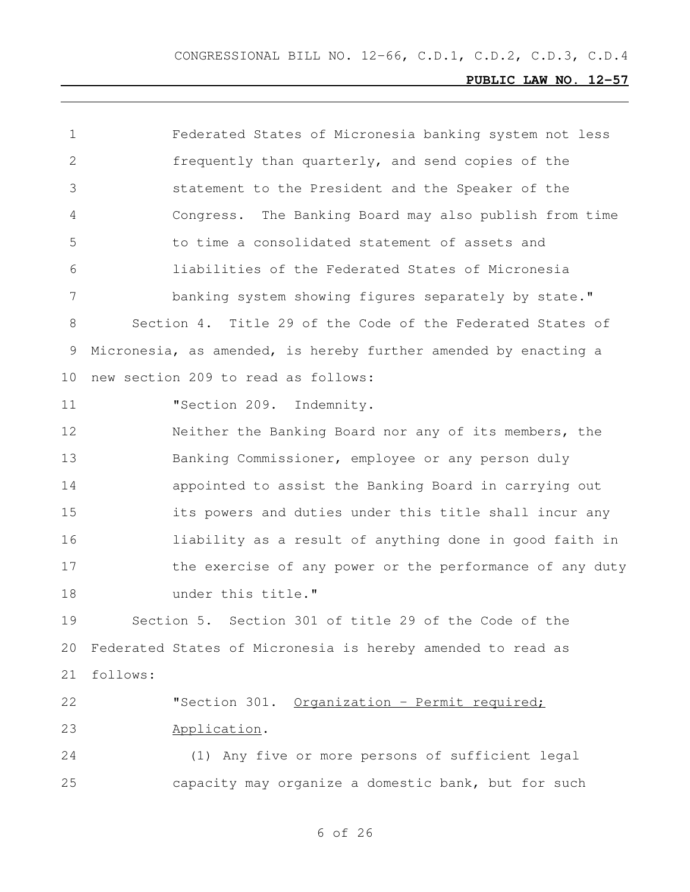Federated States of Micronesia banking system not less frequently than quarterly, and send copies of the statement to the President and the Speaker of the Congress. The Banking Board may also publish from time to time a consolidated statement of assets and liabilities of the Federated States of Micronesia banking system showing figures separately by state."

Section 4. Title 29 of the Code of the Federated States of Micronesia, as amended, is hereby further amended by enacting a new section 209 to read as follows:

"Section 209. Indemnity.

Neither the Banking Board nor any of its members, the Banking Commissioner, employee or any person duly appointed to assist the Banking Board in carrying out its powers and duties under this title shall incur any liability as a result of anything done in good faith in the exercise of any power or the performance of any duty under this title."

Section 5. Section 301 of title 29 of the Code of the Federated States of Micronesia is hereby amended to read as follows:

"Section 301. Organization - Permit required; Application.

(1) Any five or more persons of sufficient legal capacity may organize a domestic bank, but for such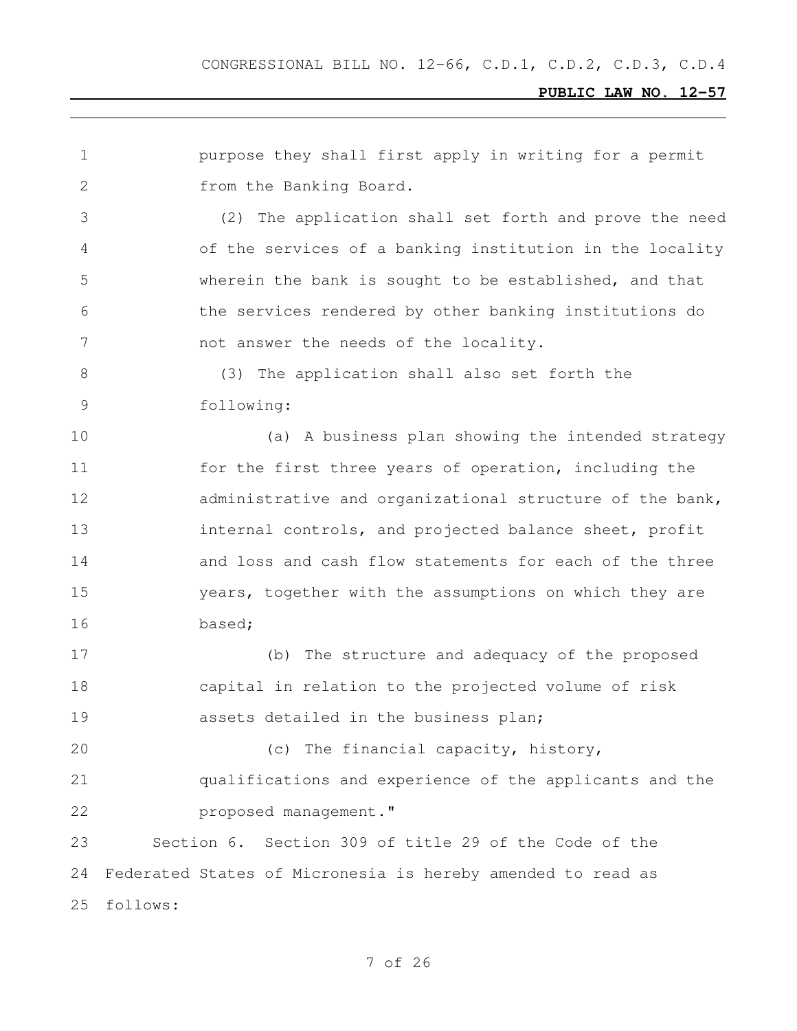purpose they shall first apply in writing for a permit from the Banking Board.

(2) The application shall set forth and prove the need of the services of a banking institution in the locality wherein the bank is sought to be established, and that the services rendered by other banking institutions do not answer the needs of the locality.

(3) The application shall also set forth the following:

(a) A business plan showing the intended strategy for the first three years of operation, including the administrative and organizational structure of the bank, internal controls, and projected balance sheet, profit and loss and cash flow statements for each of the three years, together with the assumptions on which they are based;

(b) The structure and adequacy of the proposed capital in relation to the projected volume of risk assets detailed in the business plan;

(c) The financial capacity, history, qualifications and experience of the applicants and the proposed management."

Section 6. Section 309 of title 29 of the Code of the Federated States of Micronesia is hereby amended to read as follows: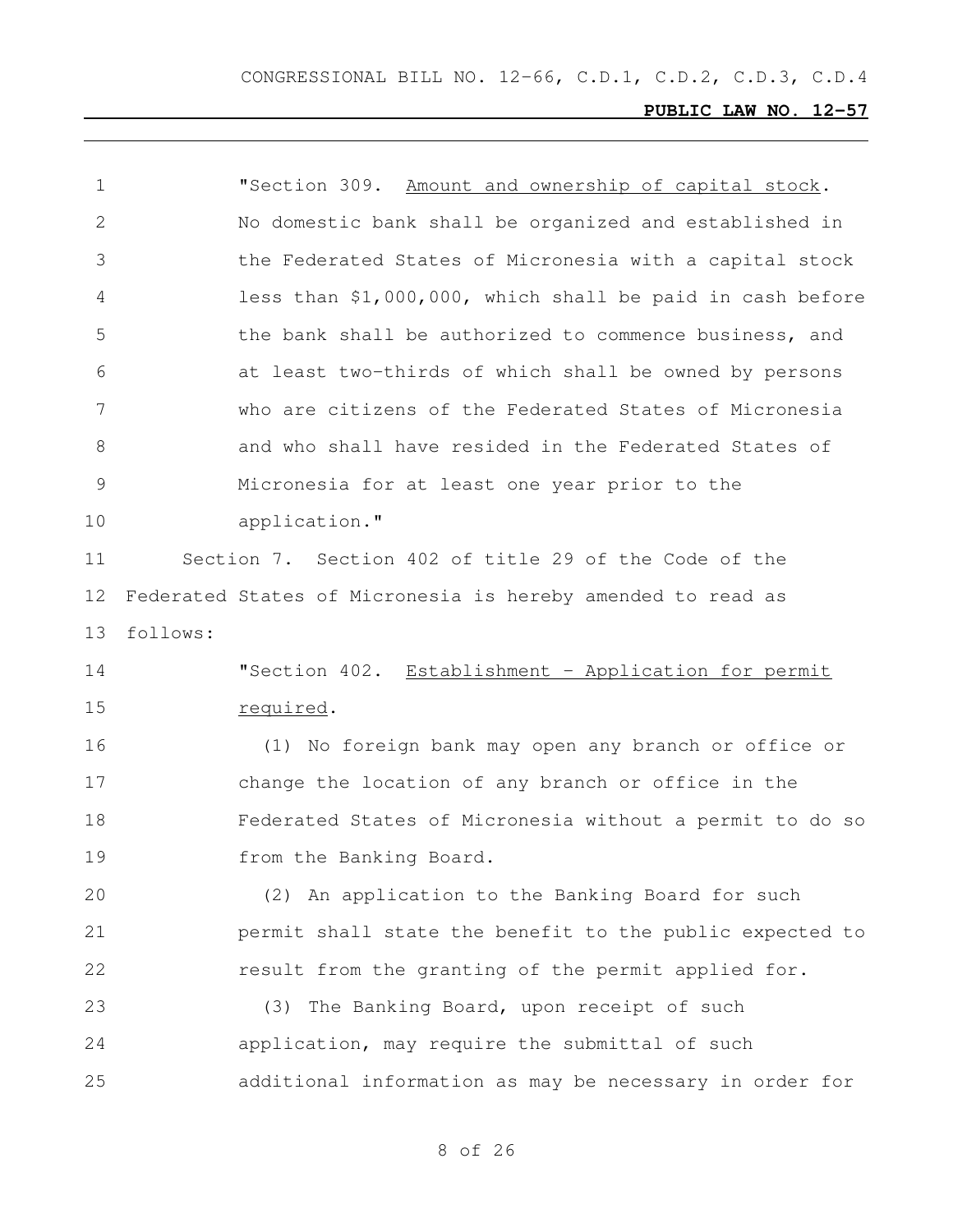"Section 309. Amount and ownership of capital stock. No domestic bank shall be organized and established in the Federated States of Micronesia with a capital stock less than $1,000,000, which shall be paid in cash before the bank shall be authorized to commence business, and at least two-thirds of which shall be owned by persons who are citizens of the Federated States of Micronesia and who shall have resided in the Federated States of Micronesia for at least one year prior to the application."

Section 7. Section 402 of title 29 of the Code of the Federated States of Micronesia is hereby amended to read as follows:

"Section 402. Establishment - Application for permit required.

(1) No foreign bank may open any branch or office or change the location of any branch or office in the Federated States of Micronesia without a permit to do so from the Banking Board.

(2) An application to the Banking Board for such permit shall state the benefit to the public expected to result from the granting of the permit applied for.

(3) The Banking Board, upon receipt of such application, may require the submittal of such additional information as may be necessary in order for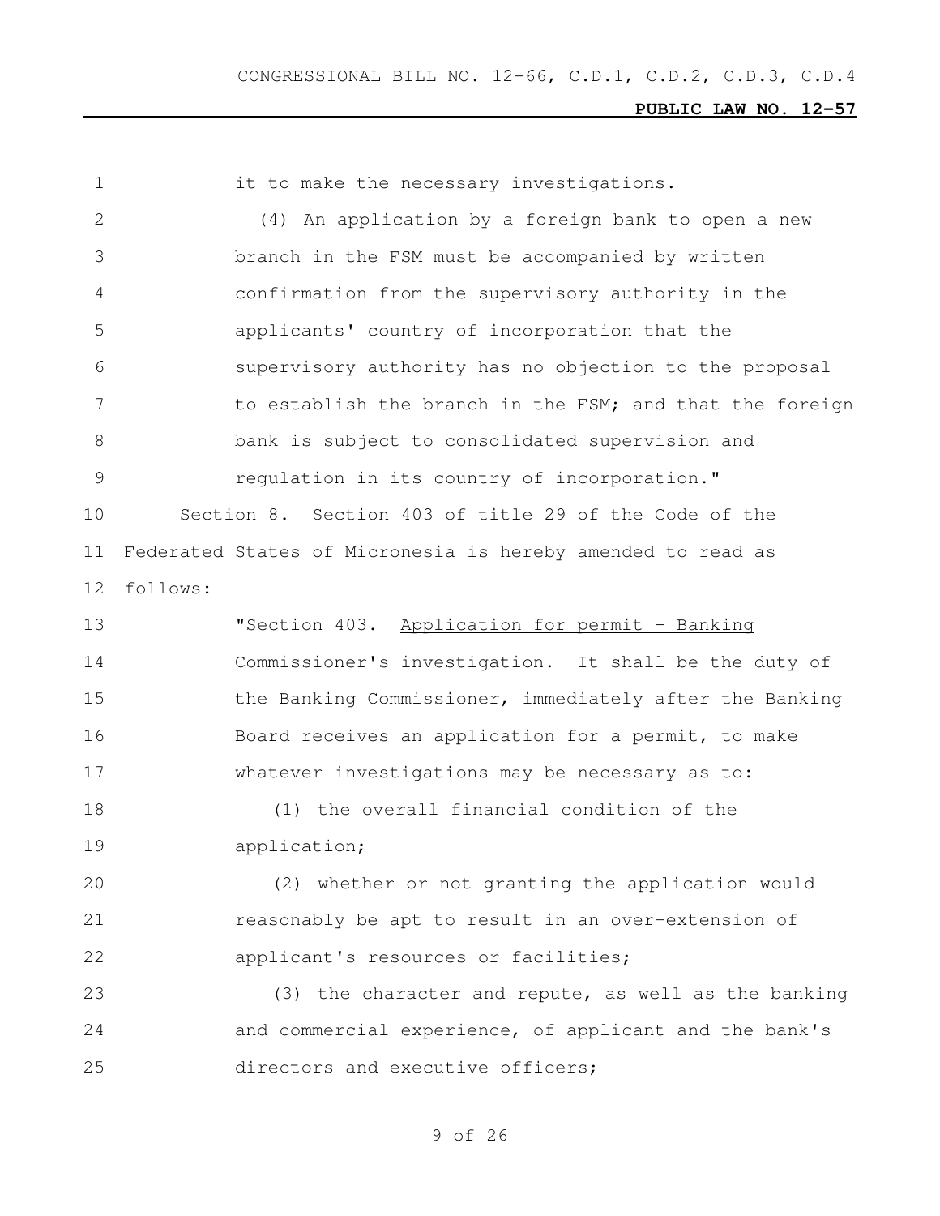it to make the necessary investigations.

(4) An application by a foreign bank to open a new branch in the FSM must be accompanied by written confirmation from the supervisory authority in the applicants' country of incorporation that the supervisory authority has no objection to the proposal to establish the branch in the FSM; and that the foreign bank is subject to consolidated supervision and regulation in its country of incorporation."

Section 8. Section 403 of title 29 of the Code of the Federated States of Micronesia is hereby amended to read as follows:

"Section 403. Application for permit - Banking Commissioner's investigation. It shall be the duty of the Banking Commissioner, immediately after the Banking Board receives an application for a permit, to make whatever investigations may be necessary as to:

(1) the overall financial condition of the application;

(2) whether or not granting the application would reasonably be apt to result in an over-extension of applicant's resources or facilities;

(3) the character and repute, as well as the banking and commercial experience, of applicant and the bank's directors and executive officers;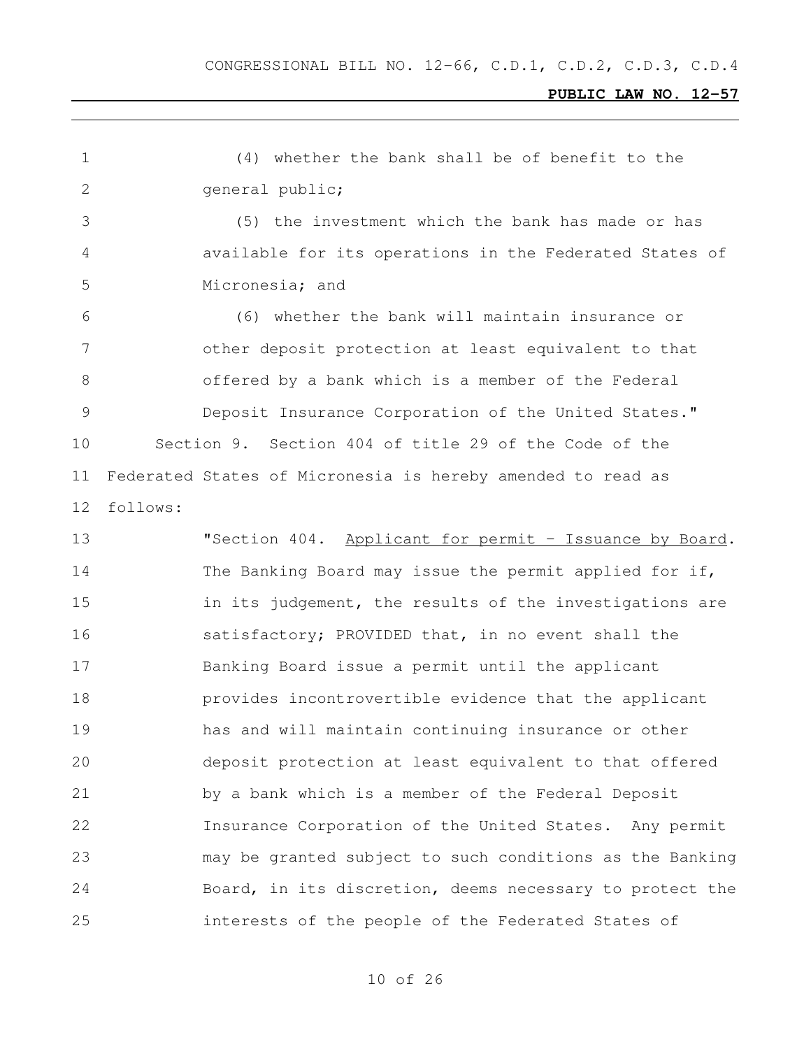(4) whether the bank shall be of benefit to the general public;

(5) the investment which the bank has made or has available for its operations in the Federated States of Micronesia; and

(6) whether the bank will maintain insurance or other deposit protection at least equivalent to that offered by a bank which is a member of the Federal Deposit Insurance Corporation of the United States."

Section 9. Section 404 of title 29 of the Code of the Federated States of Micronesia is hereby amended to read as follows:

"Section 404. Applicant for permit - Issuance by Board. The Banking Board may issue the permit applied for if, in its judgement, the results of the investigations are satisfactory; PROVIDED that, in no event shall the Banking Board issue a permit until the applicant provides incontrovertible evidence that the applicant has and will maintain continuing insurance or other deposit protection at least equivalent to that offered by a bank which is a member of the Federal Deposit Insurance Corporation of the United States. Any permit may be granted subject to such conditions as the Banking Board, in its discretion, deems necessary to protect the interests of the people of the Federated States of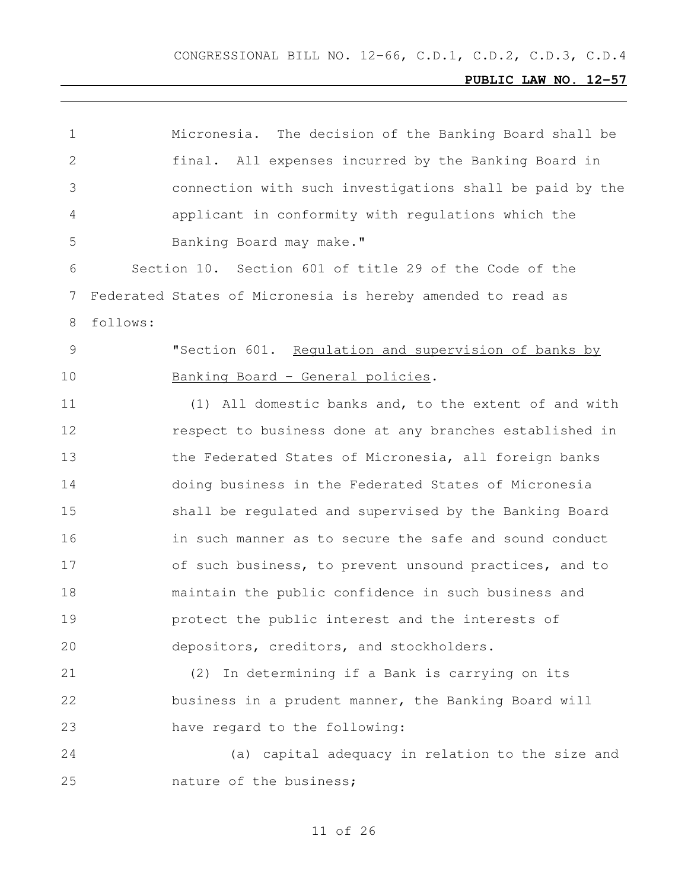Micronesia. The decision of the Banking Board shall be final. All expenses incurred by the Banking Board in connection with such investigations shall be paid by the applicant in conformity with regulations which the Banking Board may make."

Section 10. Section 601 of title 29 of the Code of the Federated States of Micronesia is hereby amended to read as follows:

"Section 601. Regulation and supervision of banks by Banking Board - General policies.

(1) All domestic banks and, to the extent of and with respect to business done at any branches established in the Federated States of Micronesia, all foreign banks doing business in the Federated States of Micronesia shall be regulated and supervised by the Banking Board in such manner as to secure the safe and sound conduct of such business, to prevent unsound practices, and to maintain the public confidence in such business and protect the public interest and the interests of depositors, creditors, and stockholders.

(2) In determining if a Bank is carrying on its business in a prudent manner, the Banking Board will have regard to the following:

(a) capital adequacy in relation to the size and nature of the business;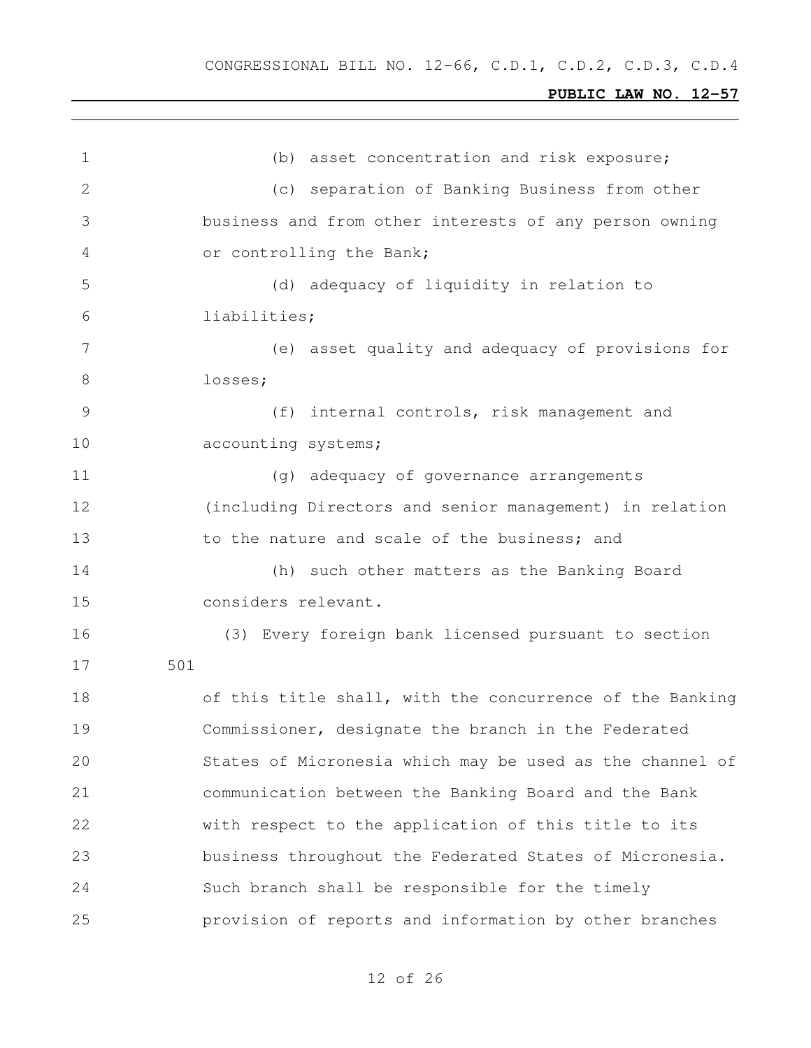(b) asset concentration and risk exposure;

(c) separation of Banking Business from other business and from other interests of any person owning or controlling the Bank;

(d) adequacy of liquidity in relation to liabilities;

(e) asset quality and adequacy of provisions for losses;

(f) internal controls, risk management and accounting systems;

(g) adequacy of governance arrangements (including Directors and senior management) in relation to the nature and scale of the business; and

(h) such other matters as the Banking Board considers relevant.

(3) Every foreign bank licensed pursuant to section 501 of this title shall, with the concurrence of the Banking Commissioner, designate the branch in the Federated States of Micronesia which may be used as the channel of communication between the Banking Board and the Bank with respect to the application of this title to its business throughout the Federated States of Micronesia. Such branch shall be responsible for the timely provision of reports and information by other branches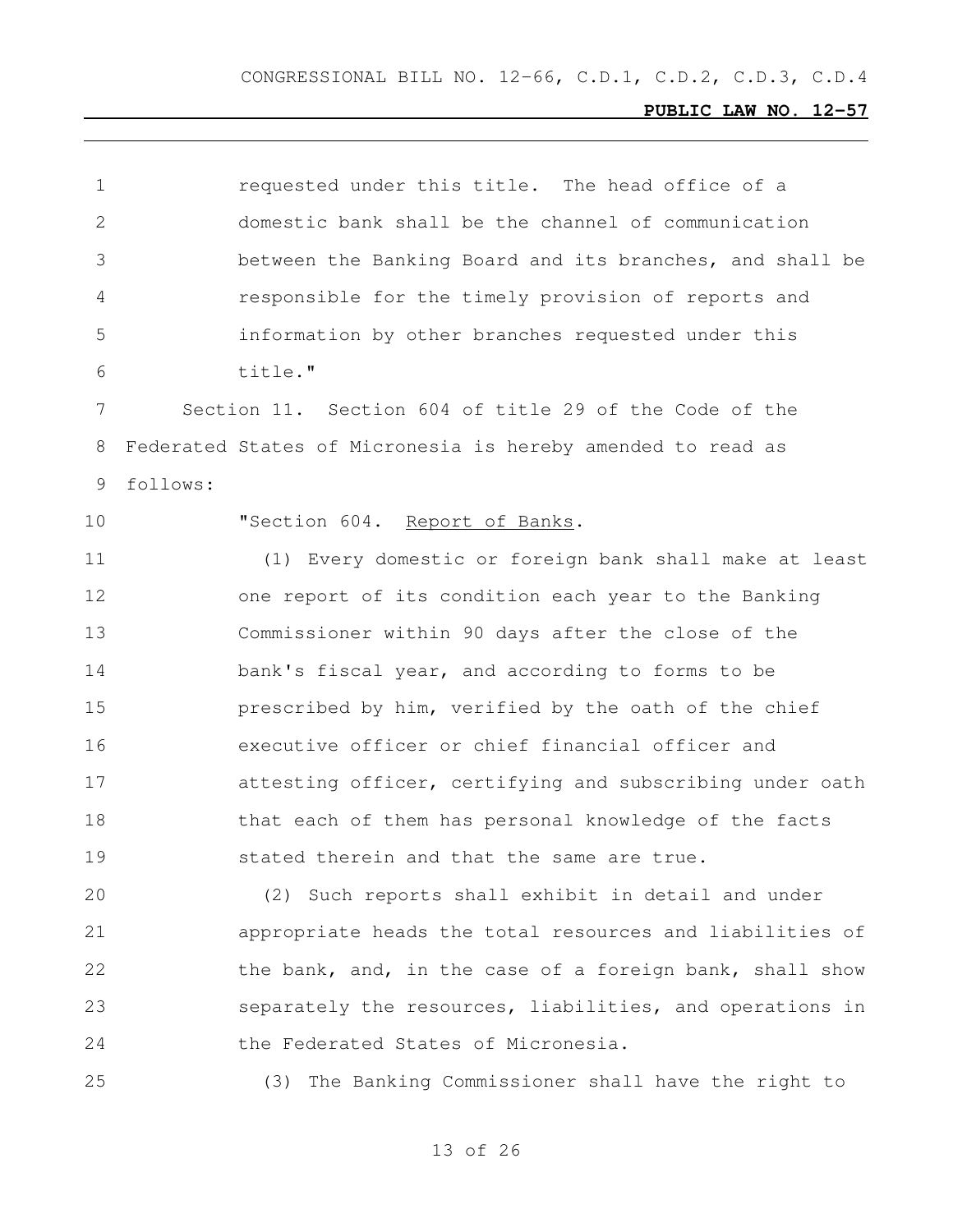requested under this title. The head office of a domestic bank shall be the channel of communication between the Banking Board and its branches, and shall be responsible for the timely provision of reports and information by other branches requested under this title."

Section 11. Section 604 of title 29 of the Code of the Federated States of Micronesia is hereby amended to read as follows:

"Section 604. Report of Banks.

(1) Every domestic or foreign bank shall make at least one report of its condition each year to the Banking Commissioner within 90 days after the close of the bank's fiscal year, and according to forms to be prescribed by him, verified by the oath of the chief executive officer or chief financial officer and attesting officer, certifying and subscribing under oath that each of them has personal knowledge of the facts stated therein and that the same are true.

(2) Such reports shall exhibit in detail and under appropriate heads the total resources and liabilities of the bank, and, in the case of a foreign bank, shall show separately the resources, liabilities, and operations in the Federated States of Micronesia.

(3) The Banking Commissioner shall have the right to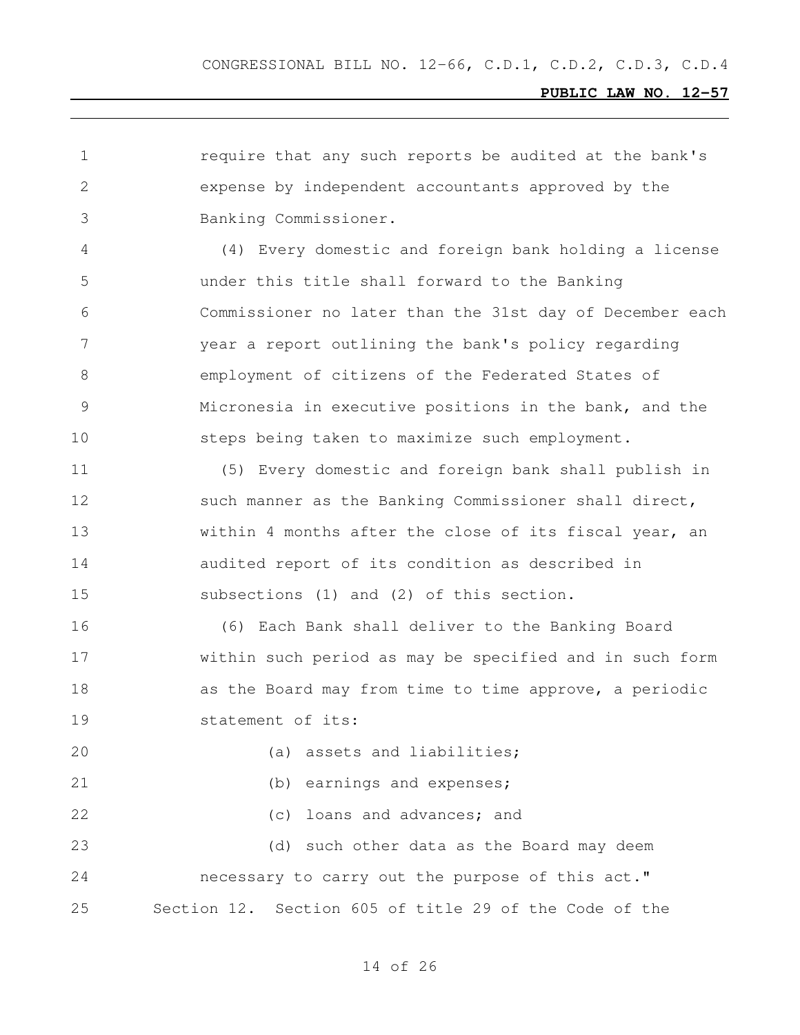require that any such reports be audited at the bank's expense by independent accountants approved by the Banking Commissioner.

(4) Every domestic and foreign bank holding a license under this title shall forward to the Banking Commissioner no later than the 31st day of December each year a report outlining the bank's policy regarding employment of citizens of the Federated States of Micronesia in executive positions in the bank, and the steps being taken to maximize such employment.

(5) Every domestic and foreign bank shall publish in such manner as the Banking Commissioner shall direct, within 4 months after the close of its fiscal year, an audited report of its condition as described in subsections (1) and (2) of this section.

(6) Each Bank shall deliver to the Banking Board within such period as may be specified and in such form as the Board may from time to time approve, a periodic statement of its:

(a) assets and liabilities;

(b) earnings and expenses;

(c) loans and advances; and

(d) such other data as the Board may deem necessary to carry out the purpose of this act."

Section 12. Section 605 of title 29 of the Code of the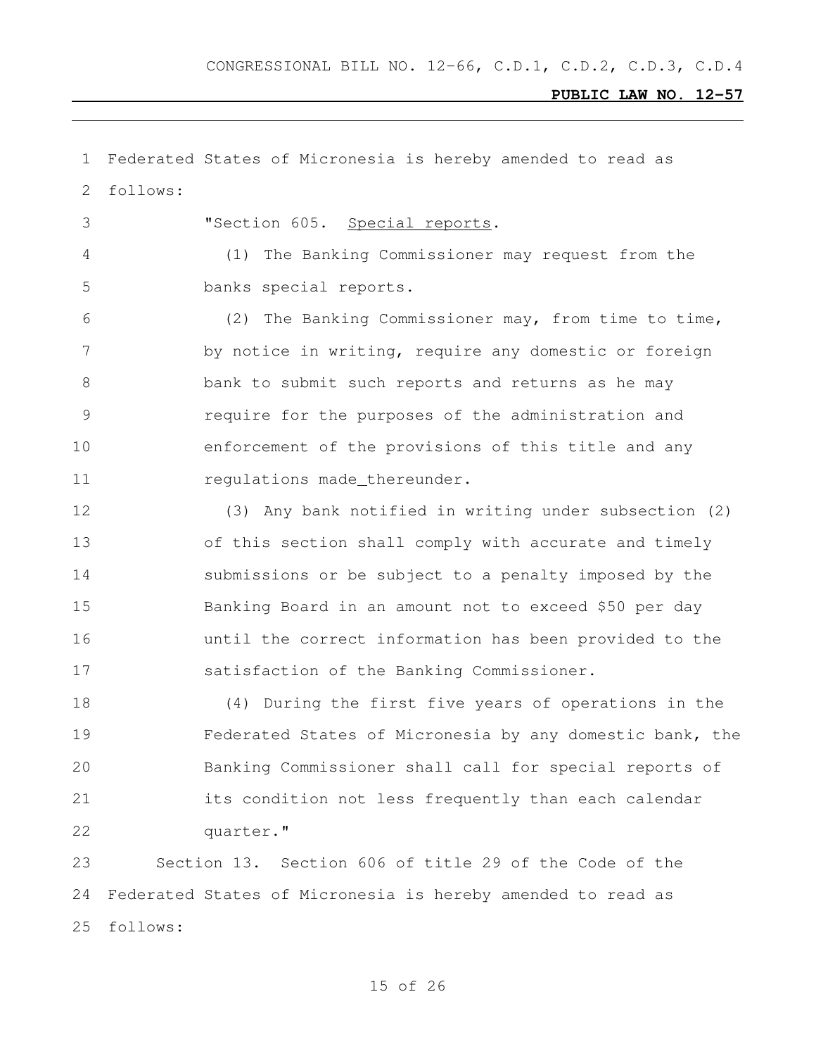Federated States of Micronesia is hereby amended to read as follows:

"Section 605. Special reports.

(1) The Banking Commissioner may request from the banks special reports.

(2) The Banking Commissioner may, from time to time, by notice in writing, require any domestic or foreign bank to submit such reports and returns as he may require for the purposes of the administration and enforcement of the provisions of this title and any regulations made_thereunder.

(3) Any bank notified in writing under subsection (2) of this section shall comply with accurate and timely submissions or be subject to a penalty imposed by the Banking Board in an amount not to exceed $50 per day until the correct information has been provided to the satisfaction of the Banking Commissioner.

(4) During the first five years of operations in the Federated States of Micronesia by any domestic bank, the Banking Commissioner shall call for special reports of its condition not less frequently than each calendar quarter."

Section 13. Section 606 of title 29 of the Code of the Federated States of Micronesia is hereby amended to read as follows: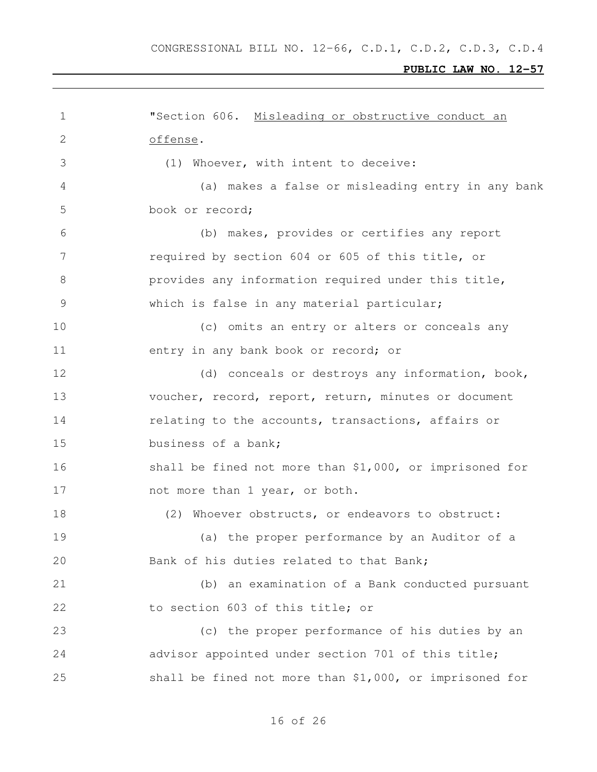"Section 606. <u>Misleading or obstructive conduct an offense</u>.

(1) Whoever, with intent to deceive:

(a) makes a false or misleading entry in any bank book or record;

(b) makes, provides or certifies any report required by section 604 or 605 of this title, or provides any information required under this title, which is false in any material particular;

(c) omits an entry or alters or conceals any entry in any bank book or record; or

(d) conceals or destroys any information, book, voucher, record, report, return, minutes or document relating to the accounts, transactions, affairs or business of a bank;

shall be fined not more than $1,000, or imprisoned for not more than 1 year, or both.

(2) Whoever obstructs, or endeavors to obstruct:

(a) the proper performance by an Auditor of a Bank of his duties related to that Bank;

(b) an examination of a Bank conducted pursuant to section 603 of this title; or

(c) the proper performance of his duties by an advisor appointed under section 701 of this title;

shall be fined not more than $1,000, or imprisoned for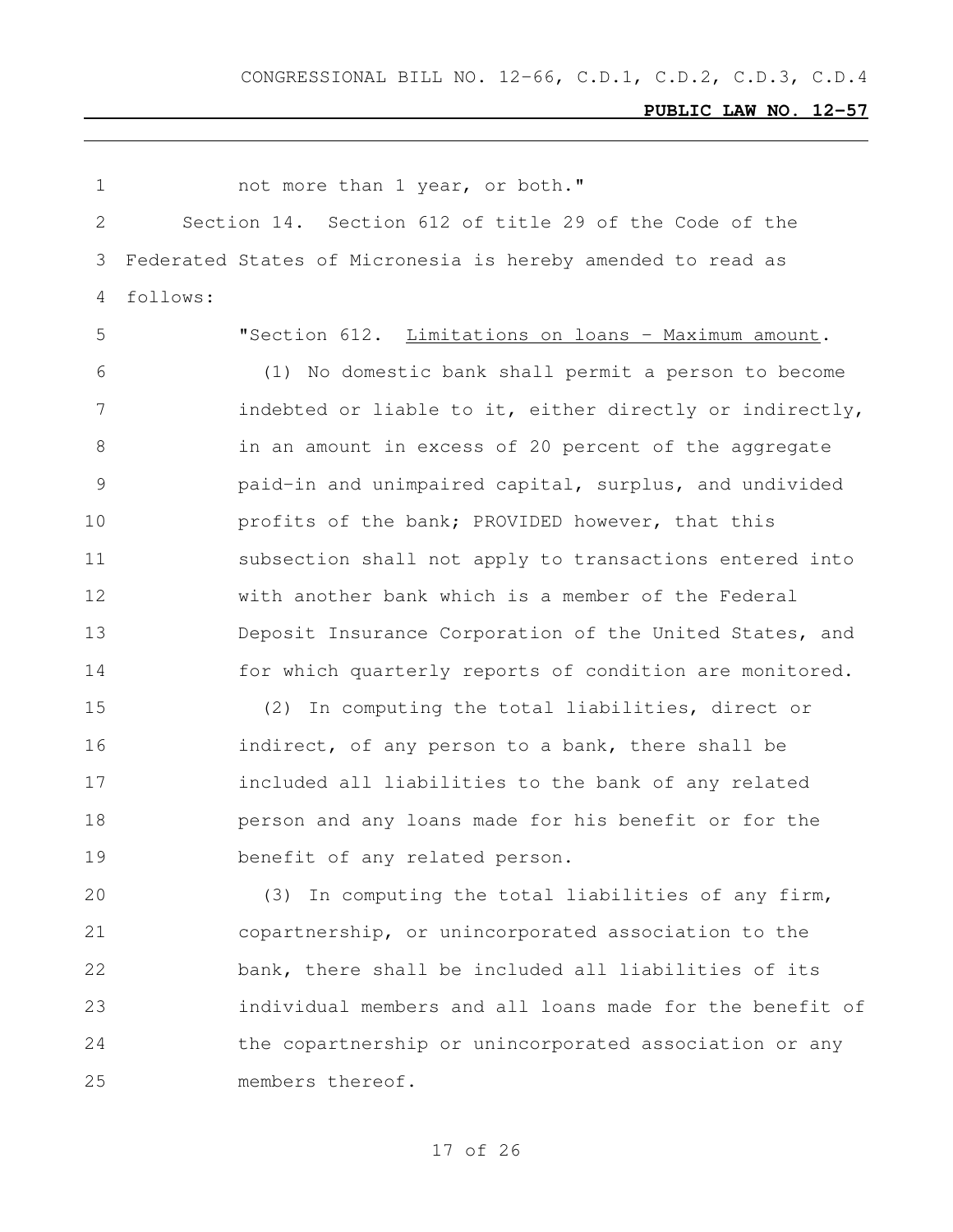not more than 1 year, or both."

Section 14. Section 612 of title 29 of the Code of the Federated States of Micronesia is hereby amended to read as follows:

"Section 612. Limitations on loans – Maximum amount.

(1) No domestic bank shall permit a person to become indebted or liable to it, either directly or indirectly, in an amount in excess of 20 percent of the aggregate paid-in and unimpaired capital, surplus, and undivided profits of the bank; PROVIDED however, that this subsection shall not apply to transactions entered into with another bank which is a member of the Federal Deposit Insurance Corporation of the United States, and for which quarterly reports of condition are monitored.

(2) In computing the total liabilities, direct or indirect, of any person to a bank, there shall be included all liabilities to the bank of any related person and any loans made for his benefit or for the benefit of any related person.

(3) In computing the total liabilities of any firm, copartnership, or unincorporated association to the bank, there shall be included all liabilities of its individual members and all loans made for the benefit of the copartnership or unincorporated association or any members thereof.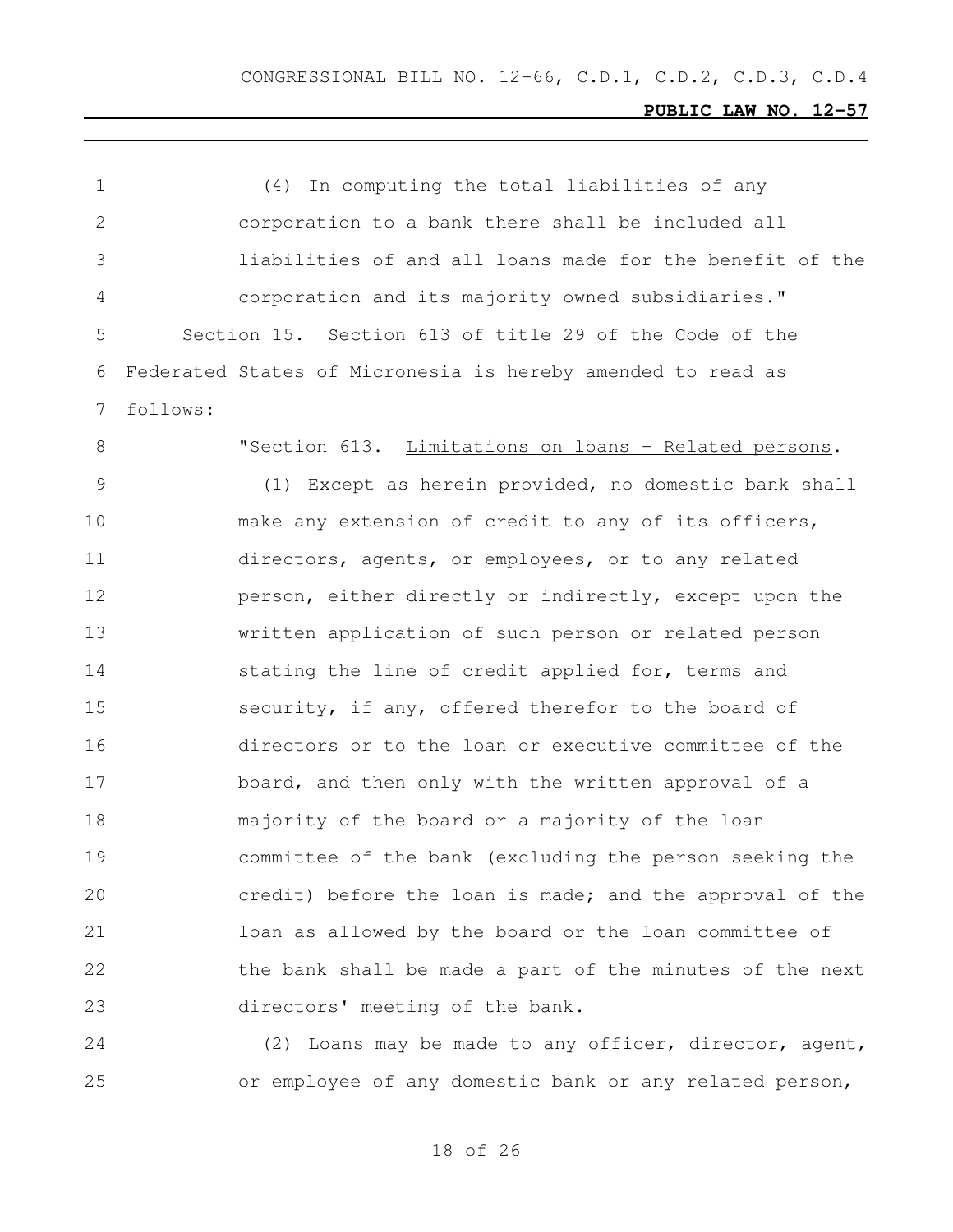(4) In computing the total liabilities of any corporation to a bank there shall be included all liabilities of and all loans made for the benefit of the corporation and its majority owned subsidiaries."

Section 15. Section 613 of title 29 of the Code of the Federated States of Micronesia is hereby amended to read as follows:

"Section 613. Limitations on loans - Related persons.

(1) Except as herein provided, no domestic bank shall make any extension of credit to any of its officers, directors, agents, or employees, or to any related person, either directly or indirectly, except upon the written application of such person or related person stating the line of credit applied for, terms and security, if any, offered therefor to the board of directors or to the loan or executive committee of the board, and then only with the written approval of a majority of the board or a majority of the loan committee of the bank (excluding the person seeking the credit) before the loan is made; and the approval of the loan as allowed by the board or the loan committee of the bank shall be made a part of the minutes of the next directors' meeting of the bank.

(2) Loans may be made to any officer, director, agent, or employee of any domestic bank or any related person,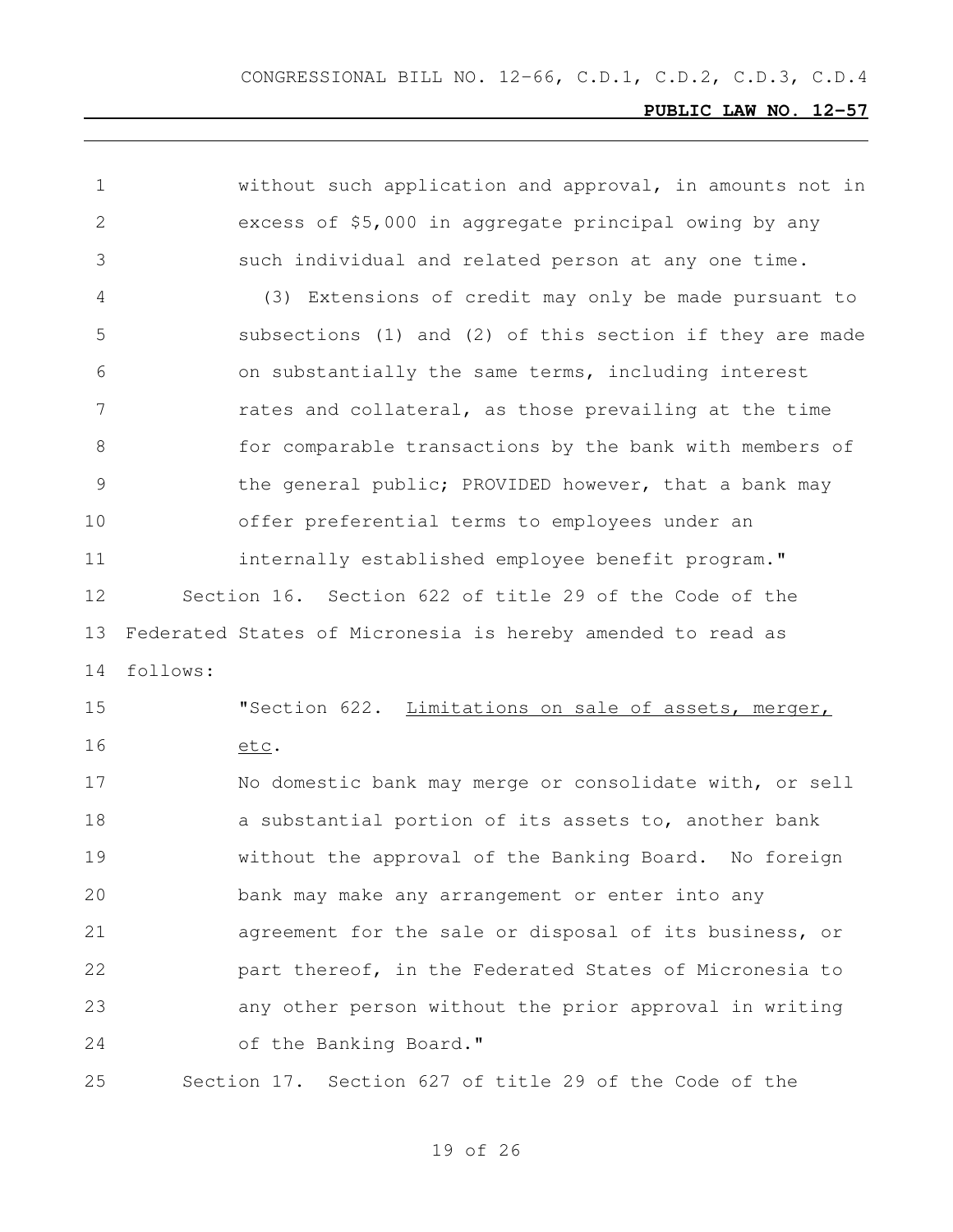without such application and approval, in amounts not in excess of $5,000 in aggregate principal owing by any such individual and related person at any one time.

(3) Extensions of credit may only be made pursuant to subsections (1) and (2) of this section if they are made on substantially the same terms, including interest rates and collateral, as those prevailing at the time for comparable transactions by the bank with members of the general public; PROVIDED however, that a bank may offer preferential terms to employees under an internally established employee benefit program."

Section 16. Section 622 of title 29 of the Code of the Federated States of Micronesia is hereby amended to read as follows:

"Section 622. Limitations on sale of assets, merger, etc.

No domestic bank may merge or consolidate with, or sell a substantial portion of its assets to, another bank without the approval of the Banking Board. No foreign bank may make any arrangement or enter into any agreement for the sale or disposal of its business, or part thereof, in the Federated States of Micronesia to any other person without the prior approval in writing of the Banking Board."

Section 17. Section 627 of title 29 of the Code of the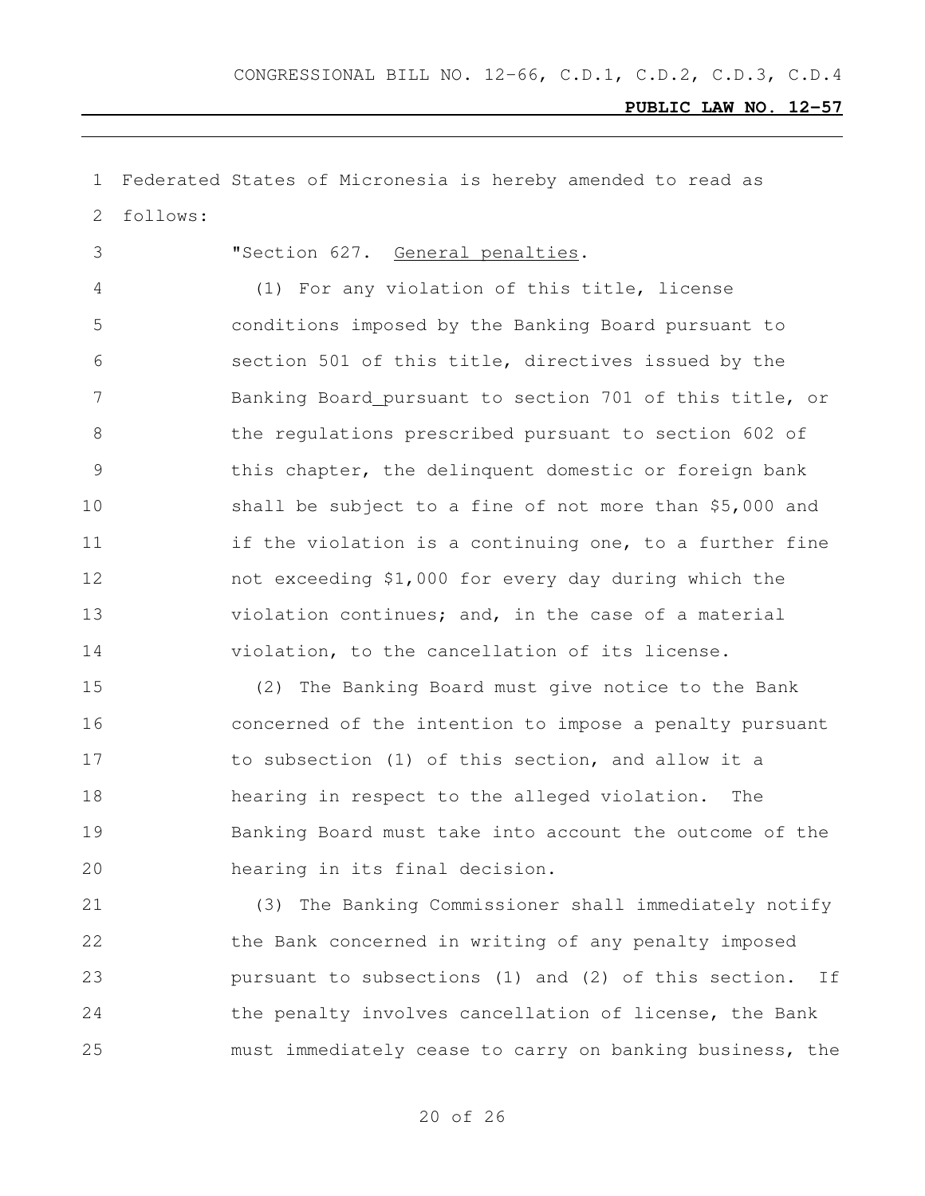Federated States of Micronesia is hereby amended to read as follows:

"Section 627. General penalties.

(1) For any violation of this title, license conditions imposed by the Banking Board pursuant to section 501 of this title, directives issued by the Banking Board pursuant to section 701 of this title, or the regulations prescribed pursuant to section 602 of this chapter, the delinquent domestic or foreign bank shall be subject to a fine of not more than $5,000 and if the violation is a continuing one, to a further fine not exceeding $1,000 for every day during which the violation continues; and, in the case of a material violation, to the cancellation of its license.

(2) The Banking Board must give notice to the Bank concerned of the intention to impose a penalty pursuant to subsection (1) of this section, and allow it a hearing in respect to the alleged violation. The Banking Board must take into account the outcome of the hearing in its final decision.

(3) The Banking Commissioner shall immediately notify the Bank concerned in writing of any penalty imposed pursuant to subsections (1) and (2) of this section. If the penalty involves cancellation of license, the Bank must immediately cease to carry on banking business, the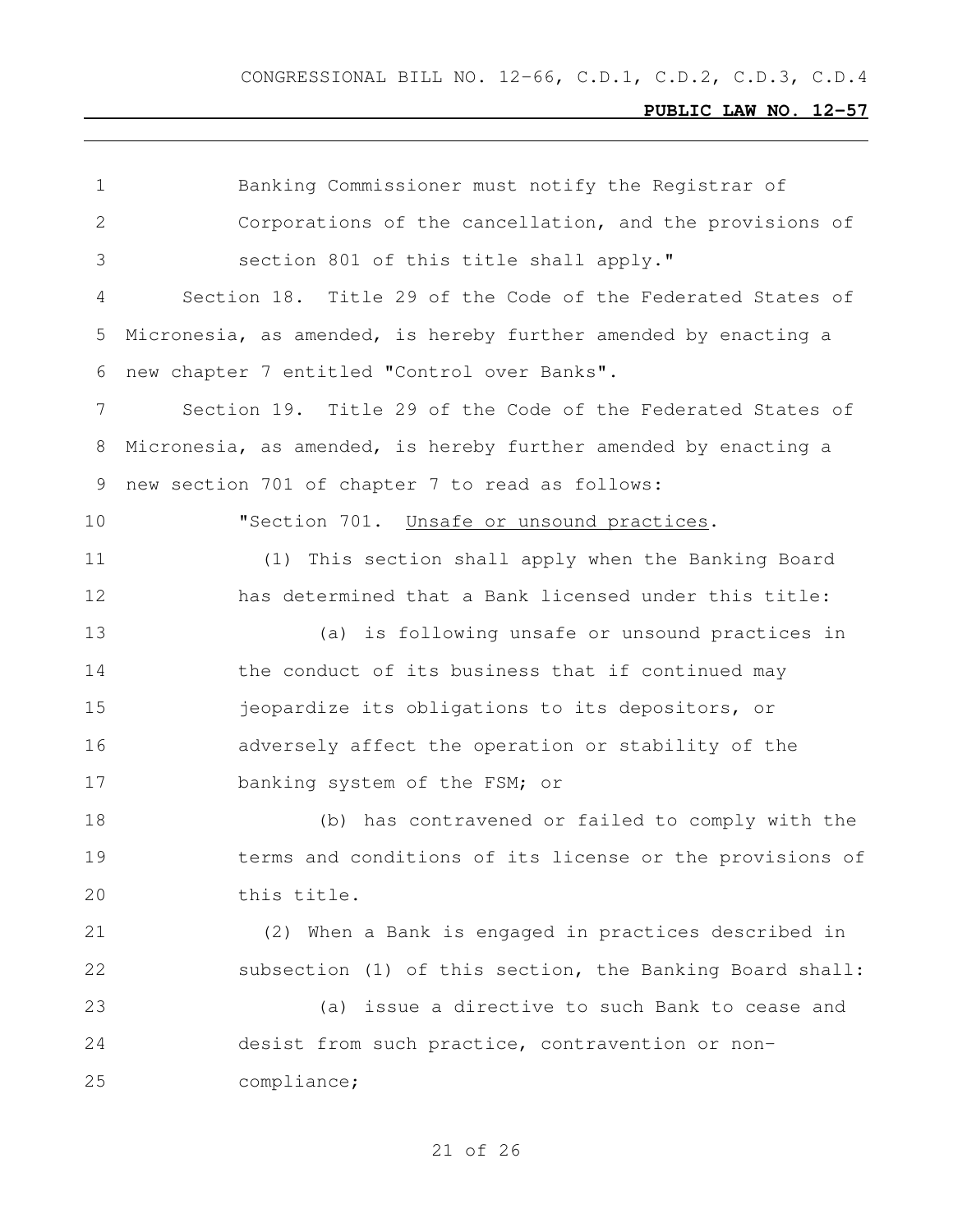Banking Commissioner must notify the Registrar of Corporations of the cancellation, and the provisions of section 801 of this title shall apply."

Section 18. Title 29 of the Code of the Federated States of Micronesia, as amended, is hereby further amended by enacting a new chapter 7 entitled "Control over Banks".

Section 19. Title 29 of the Code of the Federated States of Micronesia, as amended, is hereby further amended by enacting a new section 701 of chapter 7 to read as follows:

"Section 701. Unsafe or unsound practices.

(1) This section shall apply when the Banking Board has determined that a Bank licensed under this title:

(a) is following unsafe or unsound practices in the conduct of its business that if continued may jeopardize its obligations to its depositors, or adversely affect the operation or stability of the banking system of the FSM; or

(b) has contravened or failed to comply with the terms and conditions of its license or the provisions of this title.

(2) When a Bank is engaged in practices described in subsection (1) of this section, the Banking Board shall:

(a) issue a directive to such Bank to cease and desist from such practice, contravention or non-compliance;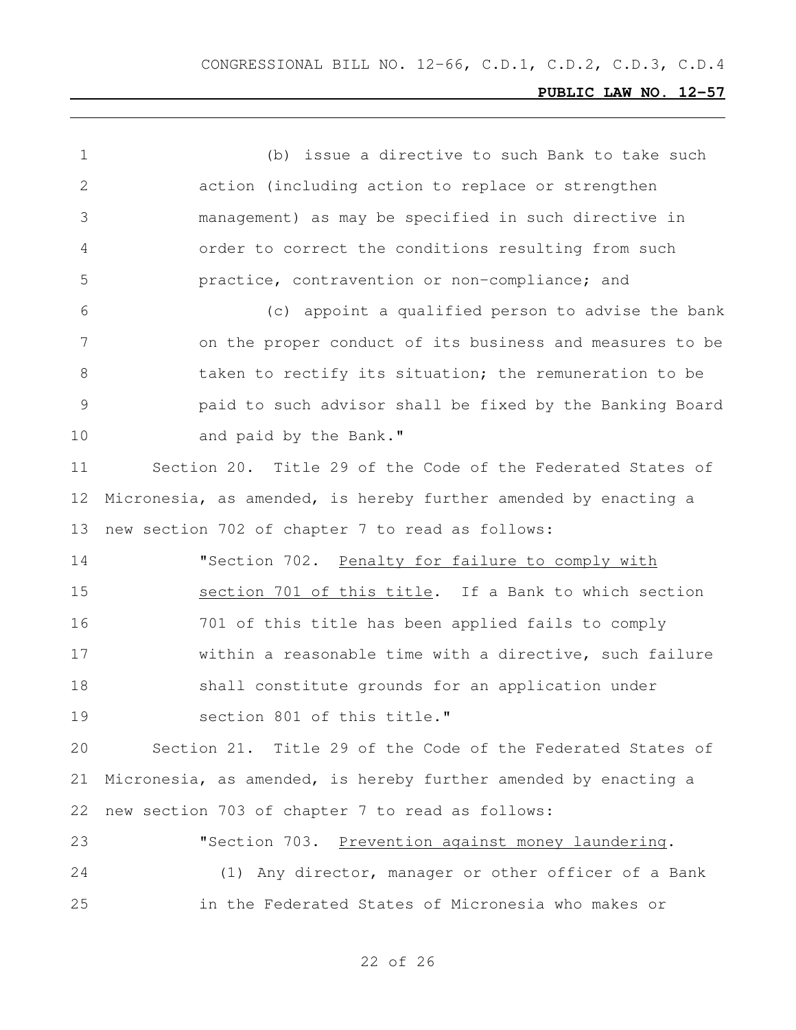(b) issue a directive to such Bank to take such action (including action to replace or strengthen management) as may be specified in such directive in order to correct the conditions resulting from such practice, contravention or non-compliance; and

(c) appoint a qualified person to advise the bank on the proper conduct of its business and measures to be taken to rectify its situation; the remuneration to be paid to such advisor shall be fixed by the Banking Board and paid by the Bank."

Section 20. Title 29 of the Code of the Federated States of Micronesia, as amended, is hereby further amended by enacting a new section 702 of chapter 7 to read as follows:

"Section 702. Penalty for failure to comply with section 701 of this title. If a Bank to which section 701 of this title has been applied fails to comply within a reasonable time with a directive, such failure shall constitute grounds for an application under section 801 of this title."

Section 21. Title 29 of the Code of the Federated States of Micronesia, as amended, is hereby further amended by enacting a new section 703 of chapter 7 to read as follows:

"Section 703. Prevention against money laundering.

(1) Any director, manager or other officer of a Bank in the Federated States of Micronesia who makes or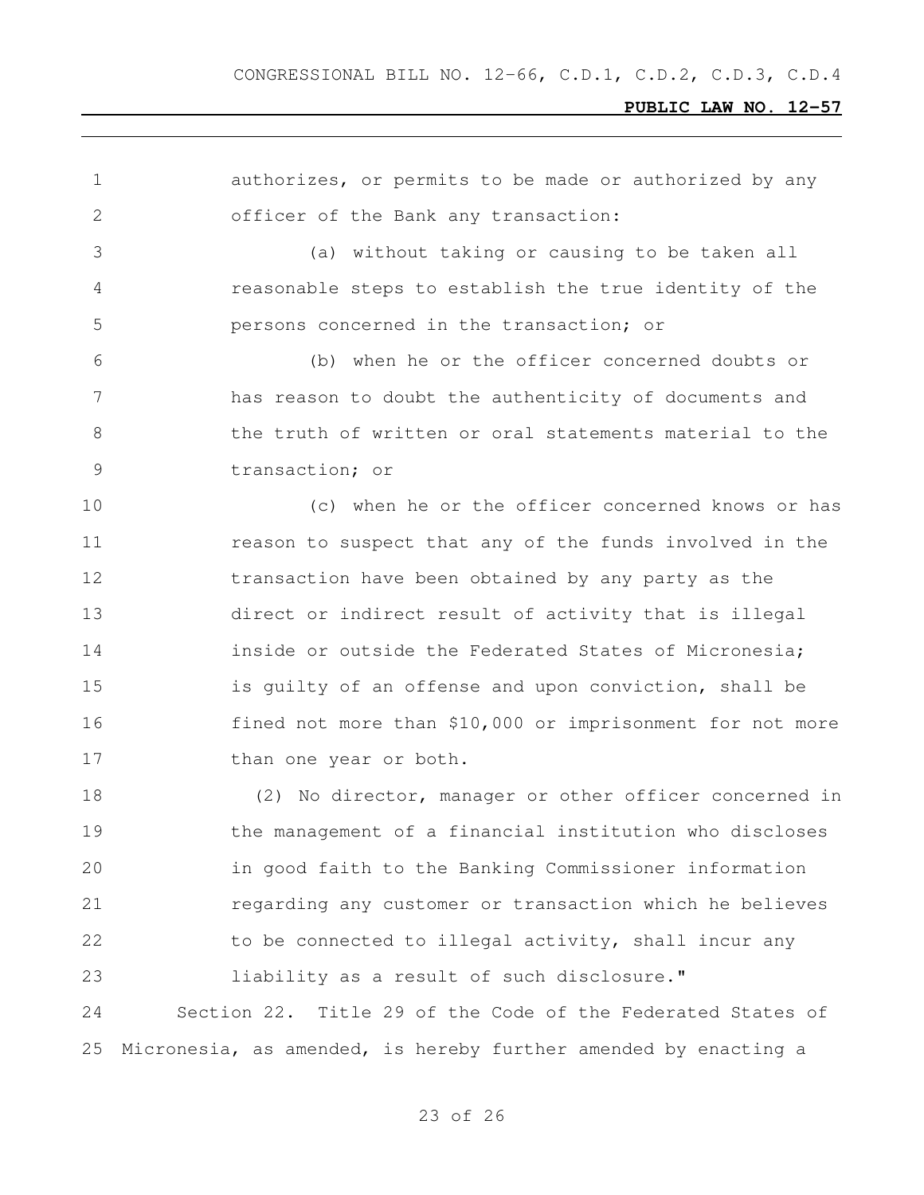authorizes, or permits to be made or authorized by any officer of the Bank any transaction:

(a) without taking or causing to be taken all reasonable steps to establish the true identity of the persons concerned in the transaction; or

(b) when he or the officer concerned doubts or has reason to doubt the authenticity of documents and the truth of written or oral statements material to the transaction; or

(c) when he or the officer concerned knows or has reason to suspect that any of the funds involved in the transaction have been obtained by any party as the direct or indirect result of activity that is illegal inside or outside the Federated States of Micronesia;

is guilty of an offense and upon conviction, shall be fined not more than $10,000 or imprisonment for not more than one year or both.

(2) No director, manager or other officer concerned in the management of a financial institution who discloses in good faith to the Banking Commissioner information regarding any customer or transaction which he believes to be connected to illegal activity, shall incur any liability as a result of such disclosure."

Section 22. Title 29 of the Code of the Federated States of Micronesia, as amended, is hereby further amended by enacting a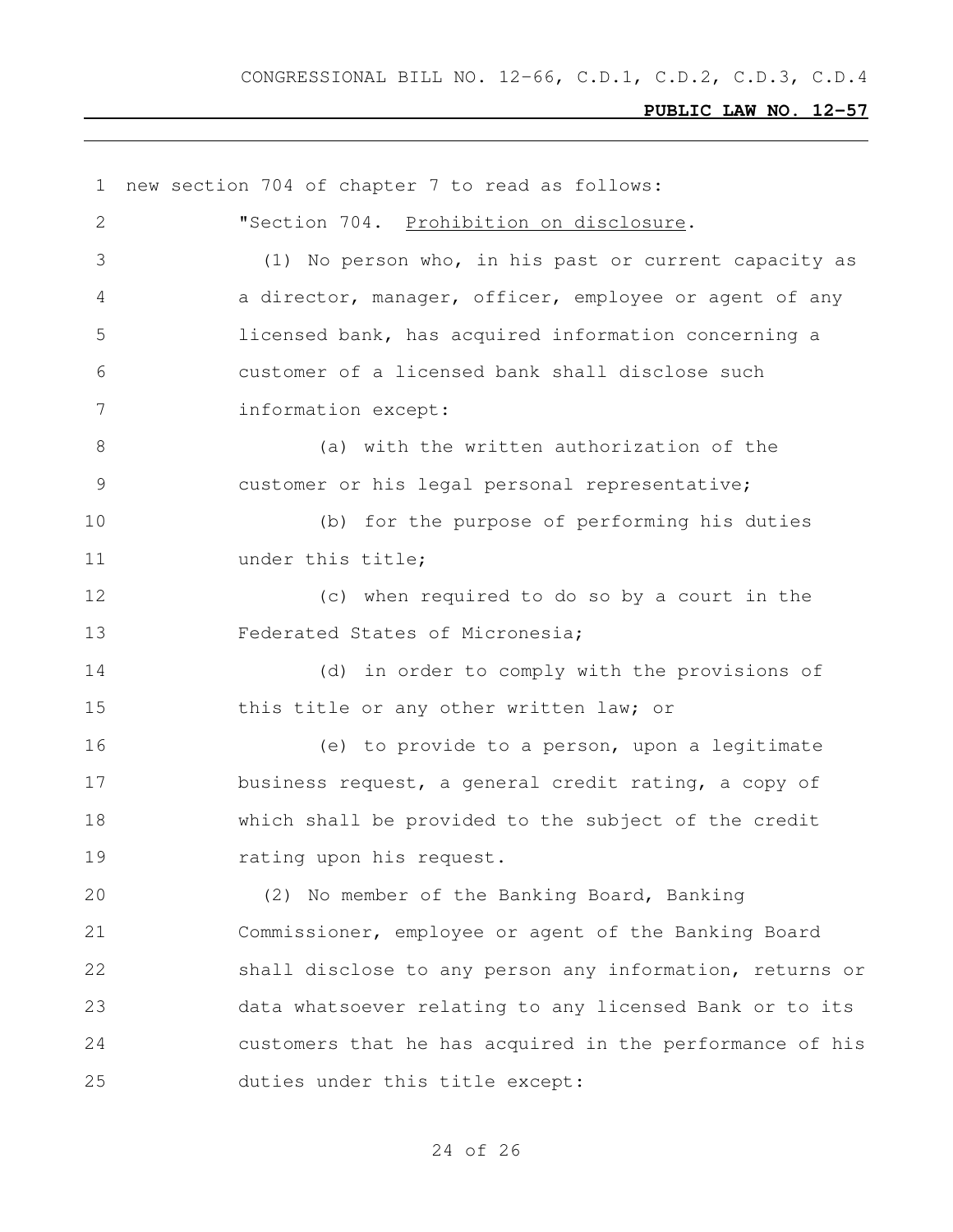new section 704 of chapter 7 to read as follows:

"Section 704. Prohibition on disclosure.

(1) No person who, in his past or current capacity as a director, manager, officer, employee or agent of any licensed bank, has acquired information concerning a customer of a licensed bank shall disclose such information except:

(a) with the written authorization of the customer or his legal personal representative;

(b) for the purpose of performing his duties under this title;

(c) when required to do so by a court in the Federated States of Micronesia;

(d) in order to comply with the provisions of this title or any other written law; or

(e) to provide to a person, upon a legitimate business request, a general credit rating, a copy of which shall be provided to the subject of the credit rating upon his request.

(2) No member of the Banking Board, Banking Commissioner, employee or agent of the Banking Board shall disclose to any person any information, returns or data whatsoever relating to any licensed Bank or to its customers that he has acquired in the performance of his duties under this title except: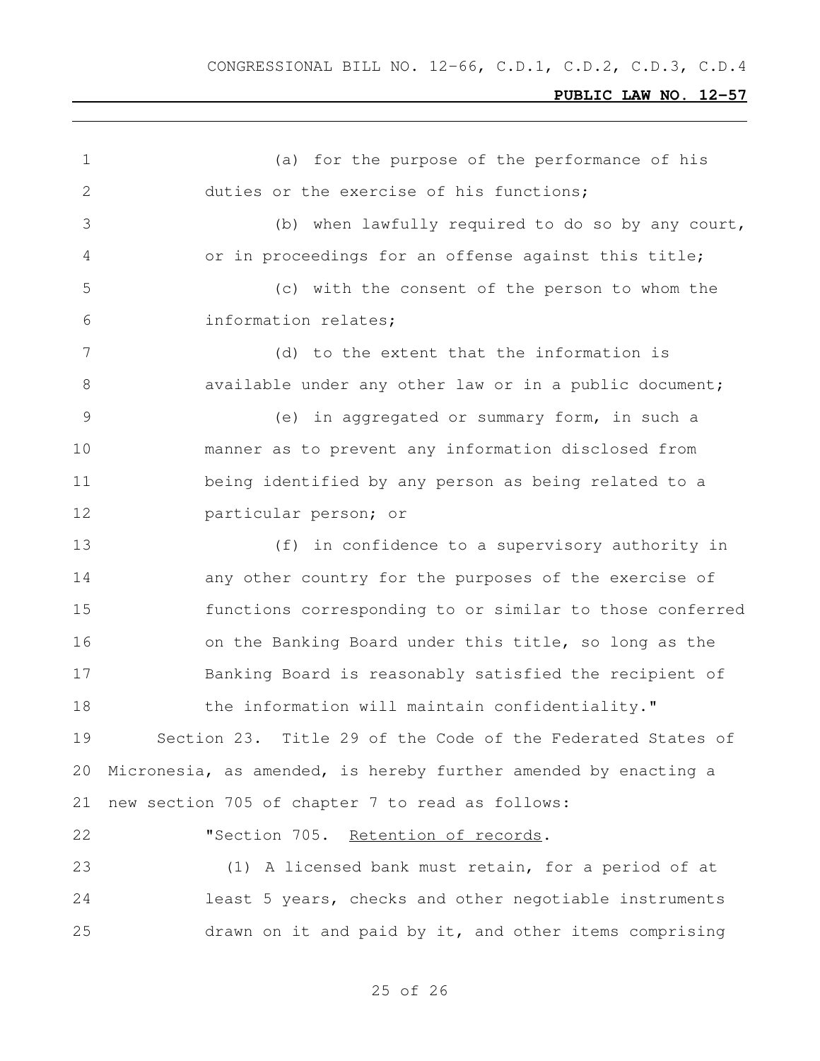(a) for the purpose of the performance of his duties or the exercise of his functions;

(b) when lawfully required to do so by any court, or in proceedings for an offense against this title;

(c) with the consent of the person to whom the information relates;

(d) to the extent that the information is available under any other law or in a public document;

(e) in aggregated or summary form, in such a manner as to prevent any information disclosed from being identified by any person as being related to a particular person; or

(f) in confidence to a supervisory authority in any other country for the purposes of the exercise of functions corresponding to or similar to those conferred on the Banking Board under this title, so long as the Banking Board is reasonably satisfied the recipient of the information will maintain confidentiality."

Section 23. Title 29 of the Code of the Federated States of Micronesia, as amended, is hereby further amended by enacting a new section 705 of chapter 7 to read as follows:

"Section 705. Retention of records.

(1) A licensed bank must retain, for a period of at least 5 years, checks and other negotiable instruments drawn on it and paid by it, and other items comprising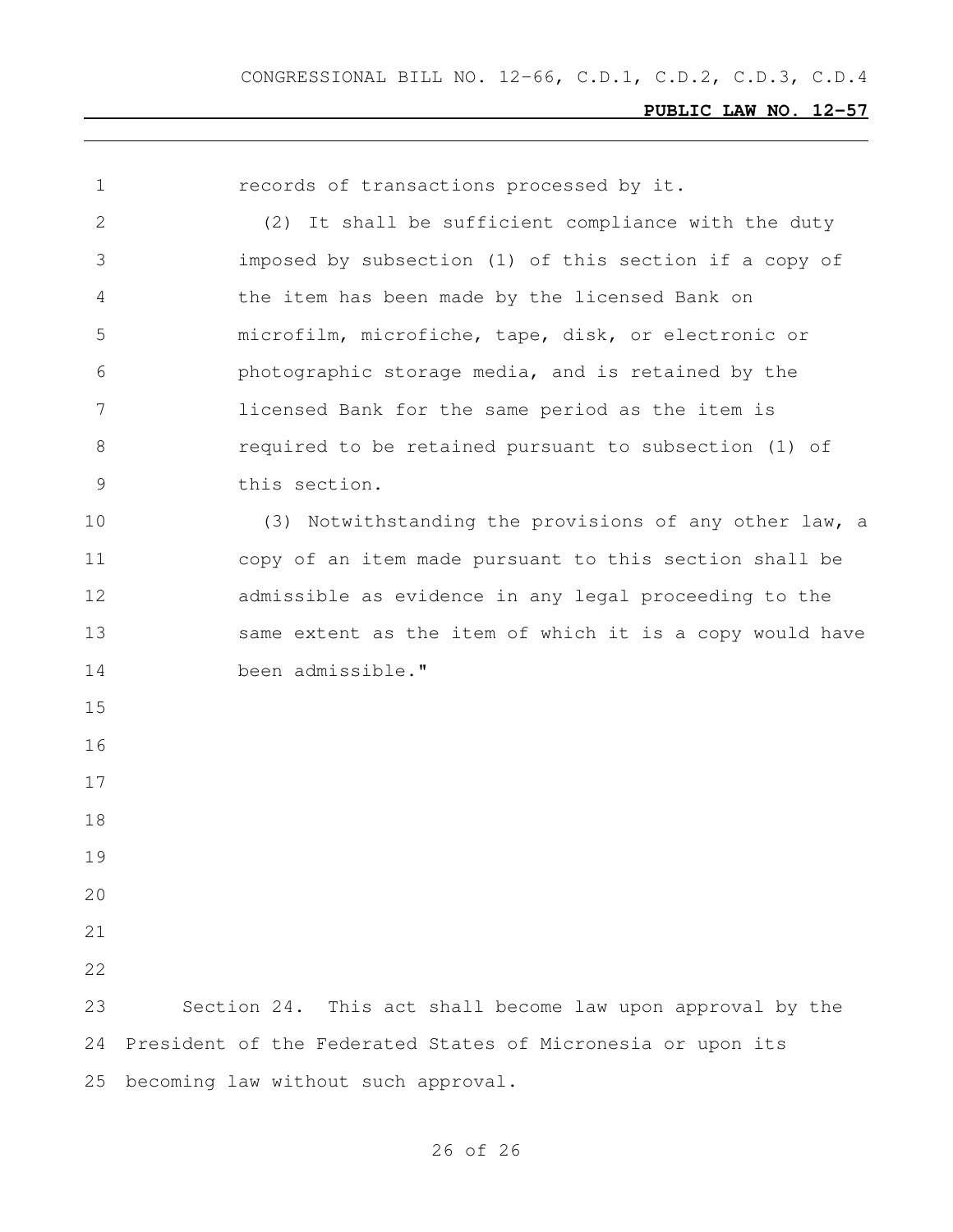records of transactions processed by it.

(2) It shall be sufficient compliance with the duty imposed by subsection (1) of this section if a copy of the item has been made by the licensed Bank on microfilm, microfiche, tape, disk, or electronic or photographic storage media, and is retained by the licensed Bank for the same period as the item is required to be retained pursuant to subsection (1) of this section.

(3) Notwithstanding the provisions of any other law, a copy of an item made pursuant to this section shall be admissible as evidence in any legal proceeding to the same extent as the item of which it is a copy would have been admissible."

Section 24. This act shall become law upon approval by the President of the Federated States of Micronesia or upon its becoming law without such approval.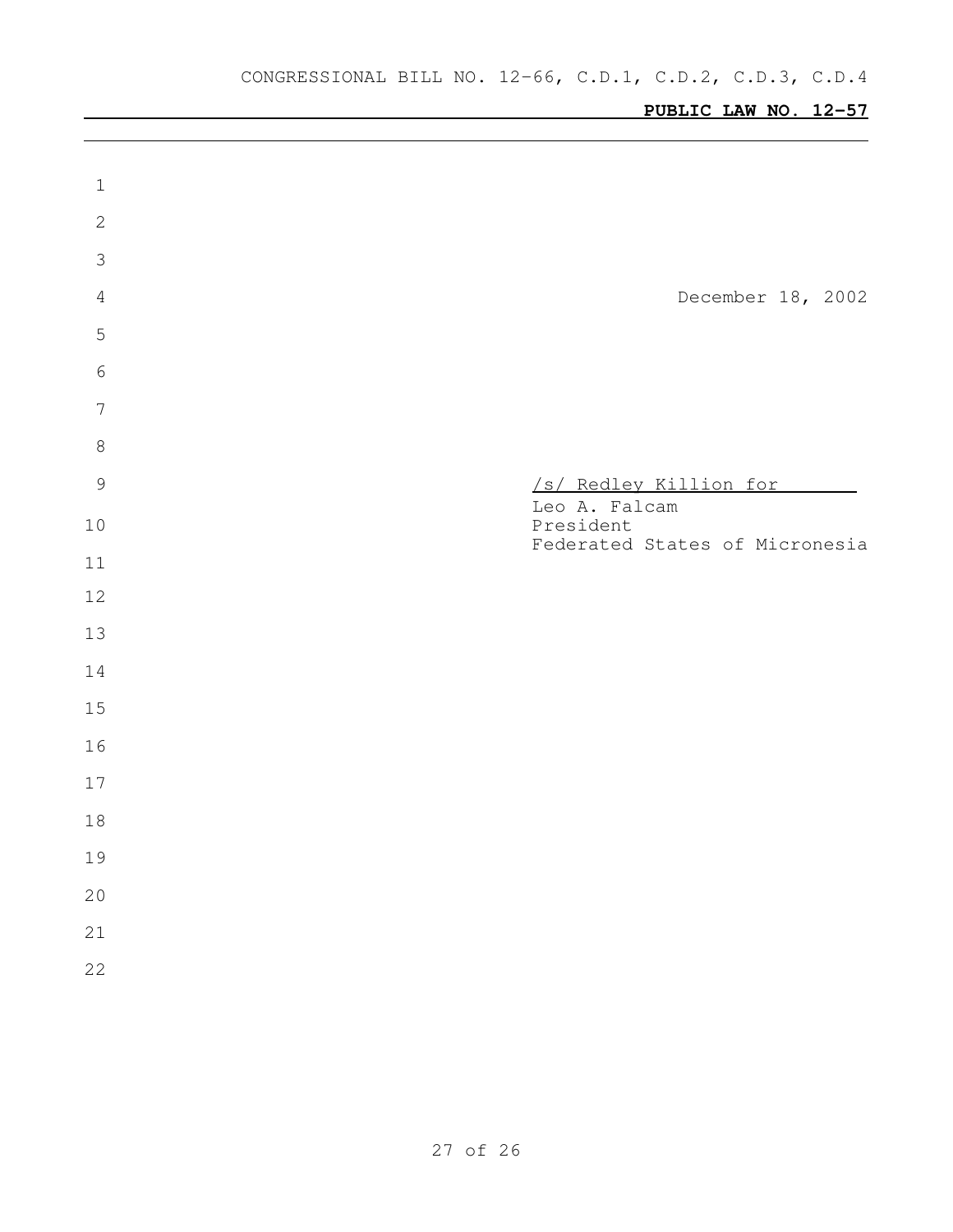December 18, 2002

/s/ Redley Killion for
Leo A. Falcam
President
Federated States of Micronesia